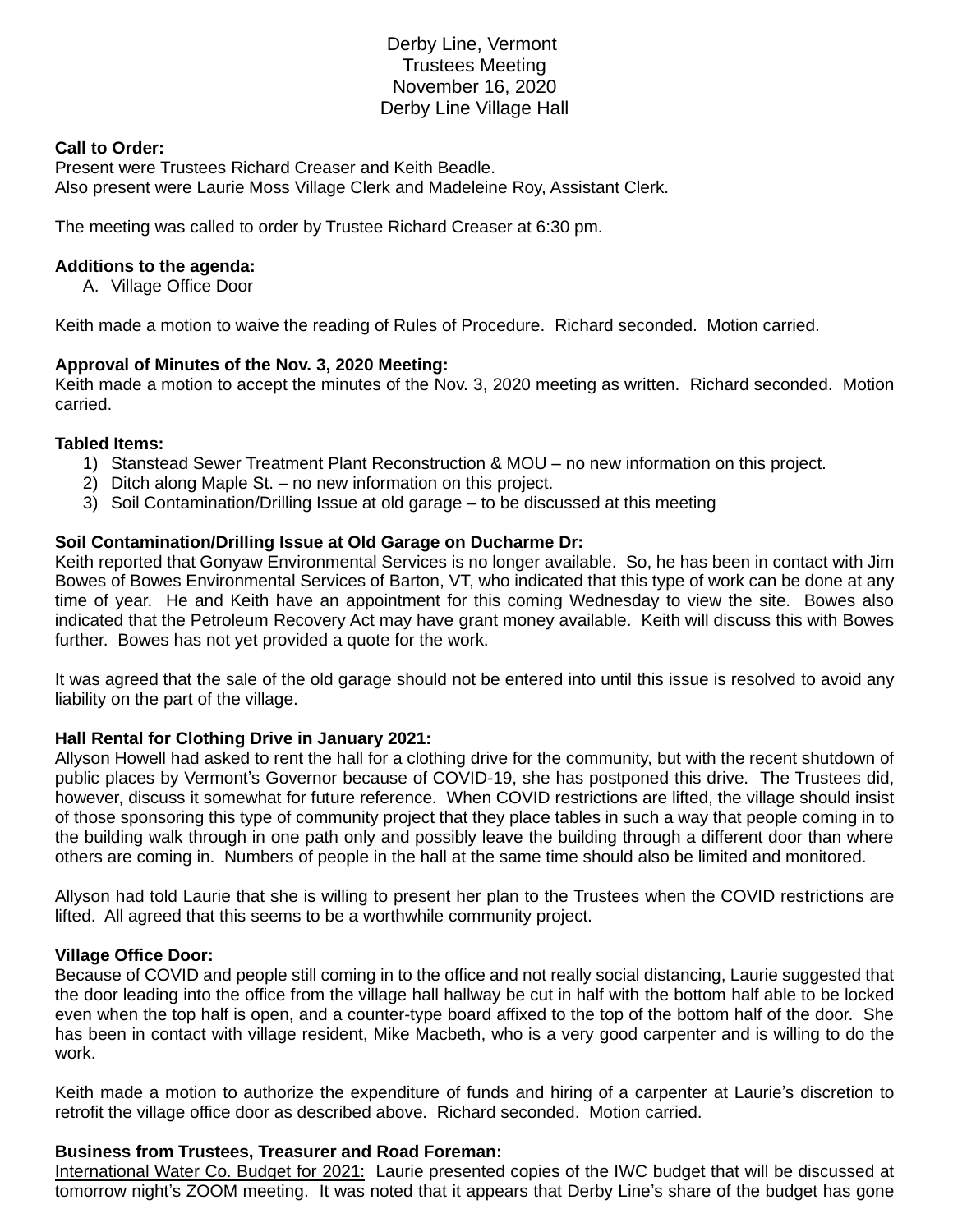Derby Line, Vermont
Trustees Meeting
November 16, 2020
Derby Line Village Hall

**Call to Order:**
Present were Trustees Richard Creaser and Keith Beadle.
Also present were Laurie Moss Village Clerk and Madeleine Roy, Assistant Clerk.

The meeting was called to order by Trustee Richard Creaser at 6:30 pm.

**Additions to the agenda:**

A. Village Office Door

Keith made a motion to waive the reading of Rules of Procedure. Richard seconded. Motion carried.

**Approval of Minutes of the Nov. 3, 2020 Meeting:**
Keith made a motion to accept the minutes of the Nov. 3, 2020 meeting as written. Richard seconded. Motion carried.

**Tabled Items:**

1) Stanstead Sewer Treatment Plant Reconstruction & MOU – no new information on this project.
2) Ditch along Maple St. – no new information on this project.
3) Soil Contamination/Drilling Issue at old garage – to be discussed at this meeting

**Soil Contamination/Drilling Issue at Old Garage on Ducharme Dr:**
Keith reported that Gonyaw Environmental Services is no longer available. So, he has been in contact with Jim Bowes of Bowes Environmental Services of Barton, VT, who indicated that this type of work can be done at any time of year. He and Keith have an appointment for this coming Wednesday to view the site. Bowes also indicated that the Petroleum Recovery Act may have grant money available. Keith will discuss this with Bowes further. Bowes has not yet provided a quote for the work.

It was agreed that the sale of the old garage should not be entered into until this issue is resolved to avoid any liability on the part of the village.

**Hall Rental for Clothing Drive in January 2021:**
Allyson Howell had asked to rent the hall for a clothing drive for the community, but with the recent shutdown of public places by Vermont's Governor because of COVID-19, she has postponed this drive. The Trustees did, however, discuss it somewhat for future reference. When COVID restrictions are lifted, the village should insist of those sponsoring this type of community project that they place tables in such a way that people coming in to the building walk through in one path only and possibly leave the building through a different door than where others are coming in. Numbers of people in the hall at the same time should also be limited and monitored.

Allyson had told Laurie that she is willing to present her plan to the Trustees when the COVID restrictions are lifted. All agreed that this seems to be a worthwhile community project.

**Village Office Door:**
Because of COVID and people still coming in to the office and not really social distancing, Laurie suggested that the door leading into the office from the village hall hallway be cut in half with the bottom half able to be locked even when the top half is open, and a counter-type board affixed to the top of the bottom half of the door. She has been in contact with village resident, Mike Macbeth, who is a very good carpenter and is willing to do the work.

Keith made a motion to authorize the expenditure of funds and hiring of a carpenter at Laurie's discretion to retrofit the village office door as described above. Richard seconded. Motion carried.

**Business from Trustees, Treasurer and Road Foreman:**
International Water Co. Budget for 2021: Laurie presented copies of the IWC budget that will be discussed at tomorrow night's ZOOM meeting. It was noted that it appears that Derby Line's share of the budget has gone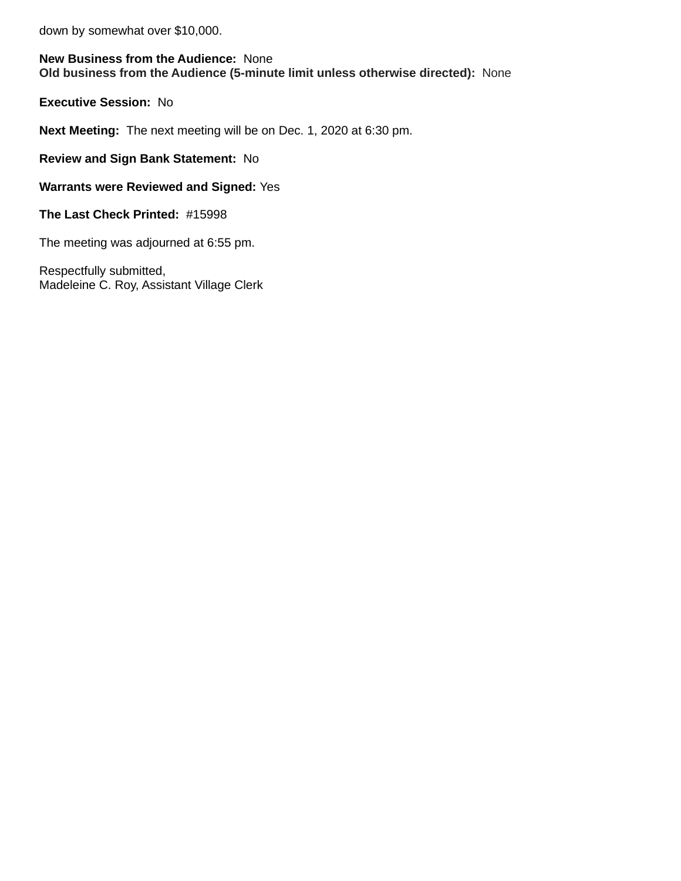down by somewhat over $10,000.

**New Business from the Audience:** None
**Old business from the Audience (5-minute limit unless otherwise directed):** None

**Executive Session:** No

**Next Meeting:** The next meeting will be on Dec. 1, 2020 at 6:30 pm.

**Review and Sign Bank Statement:** No

**Warrants were Reviewed and Signed:** Yes

**The Last Check Printed:** #15998

The meeting was adjourned at 6:55 pm.

Respectfully submitted,
Madeleine C. Roy, Assistant Village Clerk